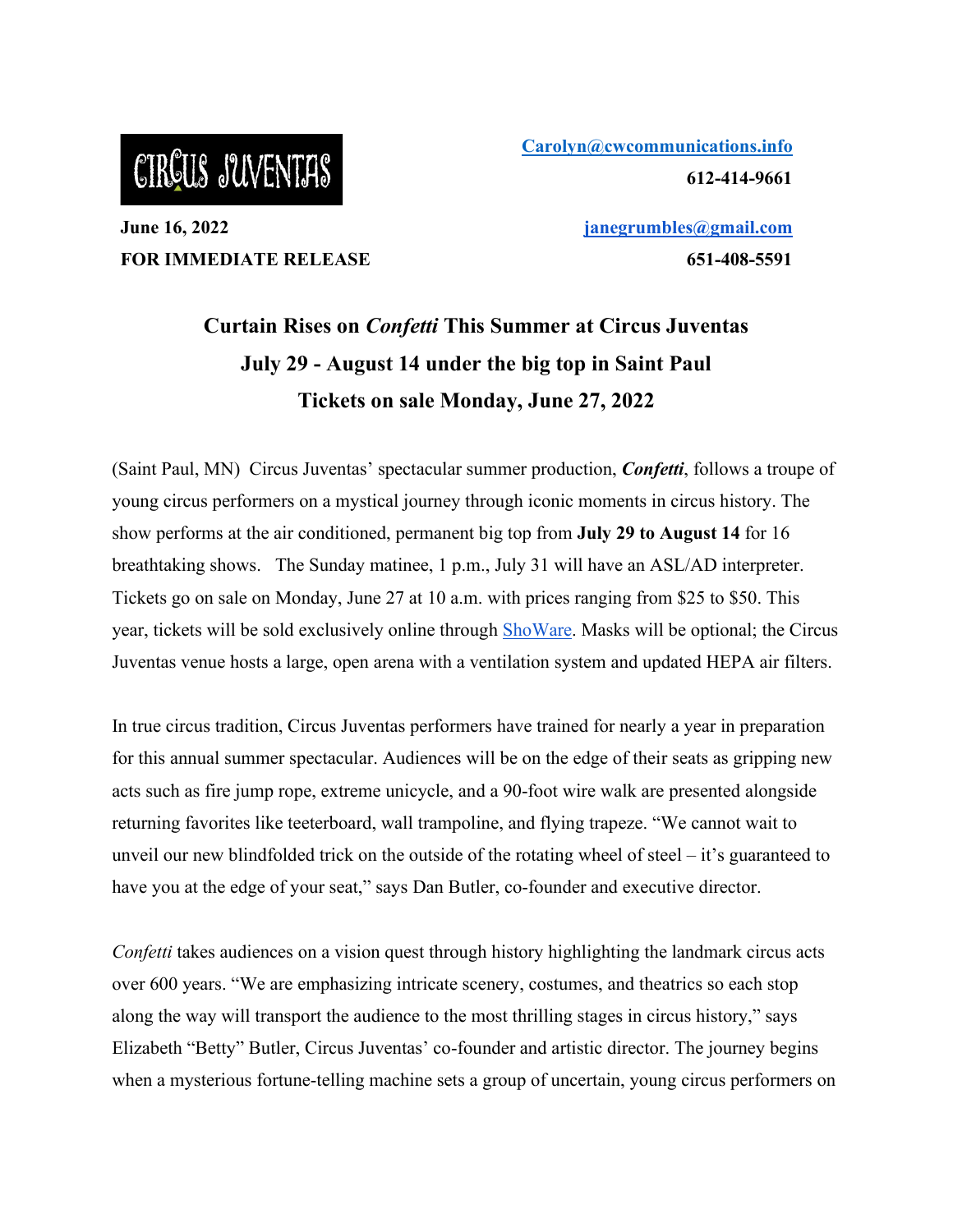CIRCUS JUVENTAS

[Carolyn@cwcommunications.info](mailto:Carolyn@cwcommunications.info)

**612-414-9661**

**June 16, 2022**

**FOR IMMEDIATE RELEASE**

[janegrumbles@gmail.com](mailto:janegrumbles@gmail.com)

**651-408-5591**

## Curtain Rises on *Confetti* This Summer at Circus Juventas
## July 29 - August 14 under the big top in Saint Paul
## Tickets on sale Monday, June 27, 2022

(Saint Paul, MN) Circus Juventas' spectacular summer production, ***Confetti***, follows a troupe of young circus performers on a mystical journey through iconic moments in circus history. The show performs at the air conditioned, permanent big top from **July 29 to August 14** for 16 breathtaking shows. The Sunday matinee, 1 p.m., July 31 will have an ASL/AD interpreter. Tickets go on sale on Monday, June 27 at 10 a.m. with prices ranging from $25 to $50. This year, tickets will be sold exclusively online through ShoWare. Masks will be optional; the Circus Juventas venue hosts a large, open arena with a ventilation system and updated HEPA air filters.

In true circus tradition, Circus Juventas performers have trained for nearly a year in preparation for this annual summer spectacular. Audiences will be on the edge of their seats as gripping new acts such as fire jump rope, extreme unicycle, and a 90-foot wire walk are presented alongside returning favorites like teeterboard, wall trampoline, and flying trapeze. "We cannot wait to unveil our new blindfolded trick on the outside of the rotating wheel of steel – it's guaranteed to have you at the edge of your seat," says Dan Butler, co-founder and executive director.

*Confetti* takes audiences on a vision quest through history highlighting the landmark circus acts over 600 years. "We are emphasizing intricate scenery, costumes, and theatrics so each stop along the way will transport the audience to the most thrilling stages in circus history," says Elizabeth "Betty" Butler, Circus Juventas' co-founder and artistic director. The journey begins when a mysterious fortune-telling machine sets a group of uncertain, young circus performers on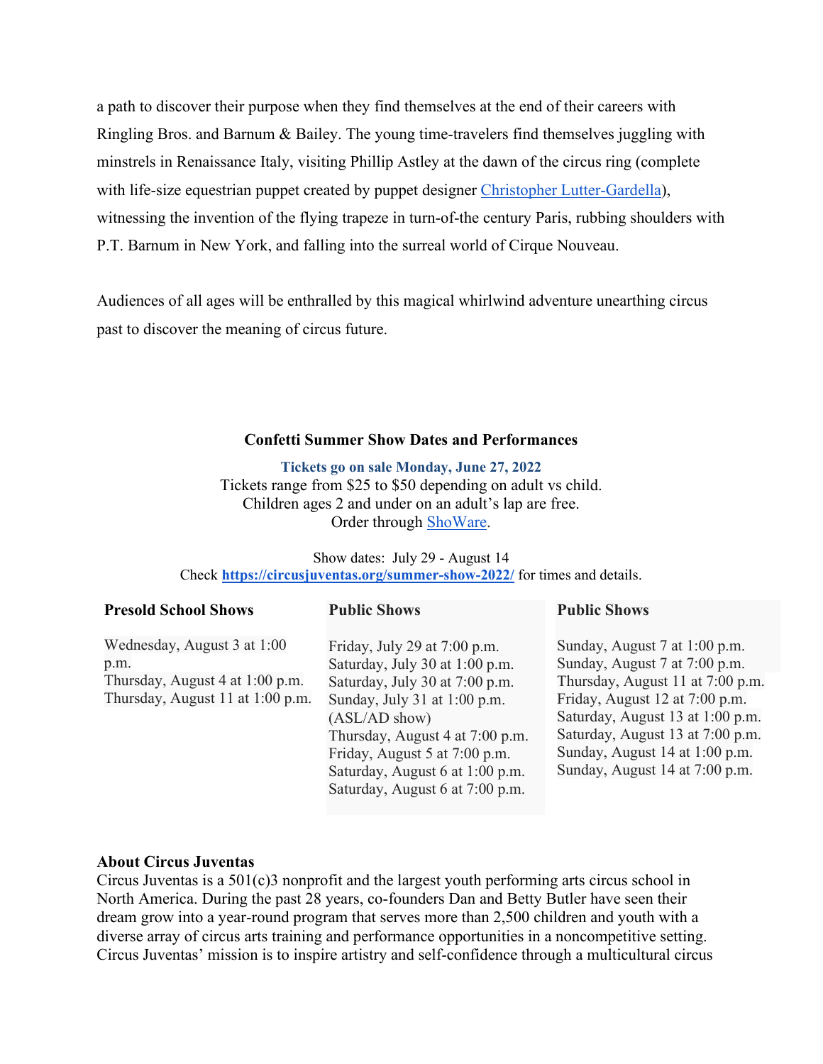a path to discover their purpose when they find themselves at the end of their careers with Ringling Bros. and Barnum & Bailey. The young time-travelers find themselves juggling with minstrels in Renaissance Italy, visiting Phillip Astley at the dawn of the circus ring (complete with life-size equestrian puppet created by puppet designer [Christopher Lutter-Gardella](#)), witnessing the invention of the flying trapeze in turn-of-the century Paris, rubbing shoulders with P.T. Barnum in New York, and falling into the surreal world of Cirque Nouveau.

Audiences of all ages will be enthralled by this magical whirlwind adventure unearthing circus past to discover the meaning of circus future.

**Confetti Summer Show Dates and Performances**

**Tickets go on sale Monday, June 27, 2022**
Tickets range from $25 to $50 depending on adult vs child.
Children ages 2 and under on an adult's lap are free.
Order through [ShoWare](#).

Show dates: July 29 - August 14
Check **https://circusjuventas.org/summer-show-2022/** for times and details.

| Presold School Shows | Public Shows | Public Shows |
|---|---|---|
| Wednesday, August 3 at 1:00 p.m. | Friday, July 29 at 7:00 p.m. | Sunday, August 7 at 1:00 p.m. |
| Thursday, August 4 at 1:00 p.m. | Saturday, July 30 at 1:00 p.m. | Sunday, August 7 at 7:00 p.m. |
| Thursday, August 11 at 1:00 p.m. | Saturday, July 30 at 7:00 p.m. | Thursday, August 11 at 7:00 p.m. |
| | Sunday, July 31 at 1:00 p.m. (ASL/AD show) | Friday, August 12 at 7:00 p.m. |
| | Thursday, August 4 at 7:00 p.m. | Saturday, August 13 at 1:00 p.m. |
| | Friday, August 5 at 7:00 p.m. | Saturday, August 13 at 7:00 p.m. |
| | Saturday, August 6 at 1:00 p.m. | Sunday, August 14 at 1:00 p.m. |
| | Saturday, August 6 at 7:00 p.m. | Sunday, August 14 at 7:00 p.m. |

**About Circus Juventas**
Circus Juventas is a 501(c)3 nonprofit and the largest youth performing arts circus school in North America. During the past 28 years, co-founders Dan and Betty Butler have seen their dream grow into a year-round program that serves more than 2,500 children and youth with a diverse array of circus arts training and performance opportunities in a noncompetitive setting. Circus Juventas' mission is to inspire artistry and self-confidence through a multicultural circus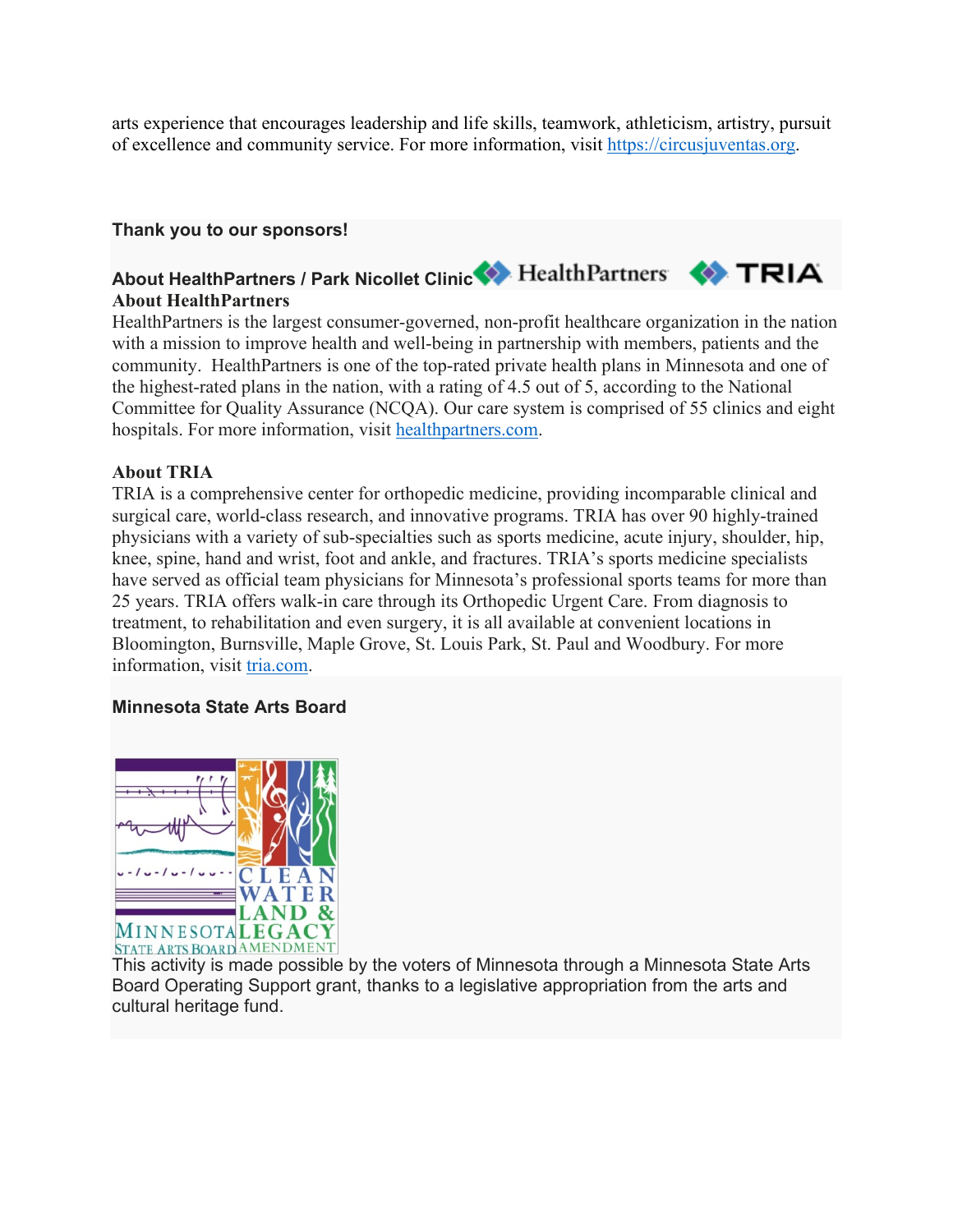arts experience that encourages leadership and life skills, teamwork, athleticism, artistry, pursuit of excellence and community service. For more information, visit https://circusjuventas.org.

**Thank you to our sponsors!**

**About HealthPartners / Park Nicollet Clinic**

**About HealthPartners**

HealthPartners is the largest consumer-governed, non-profit healthcare organization in the nation with a mission to improve health and well-being in partnership with members, patients and the community. HealthPartners is one of the top-rated private health plans in Minnesota and one of the highest-rated plans in the nation, with a rating of 4.5 out of 5, according to the National Committee for Quality Assurance (NCQA). Our care system is comprised of 55 clinics and eight hospitals. For more information, visit healthpartners.com.

**About TRIA**

TRIA is a comprehensive center for orthopedic medicine, providing incomparable clinical and surgical care, world-class research, and innovative programs. TRIA has over 90 highly-trained physicians with a variety of sub-specialties such as sports medicine, acute injury, shoulder, hip, knee, spine, hand and wrist, foot and ankle, and fractures. TRIA's sports medicine specialists have served as official team physicians for Minnesota's professional sports teams for more than 25 years. TRIA offers walk-in care through its Orthopedic Urgent Care. From diagnosis to treatment, to rehabilitation and even surgery, it is all available at convenient locations in Bloomington, Burnsville, Maple Grove, St. Louis Park, St. Paul and Woodbury. For more information, visit tria.com.

**Minnesota State Arts Board**

This activity is made possible by the voters of Minnesota through a Minnesota State Arts Board Operating Support grant, thanks to a legislative appropriation from the arts and cultural heritage fund.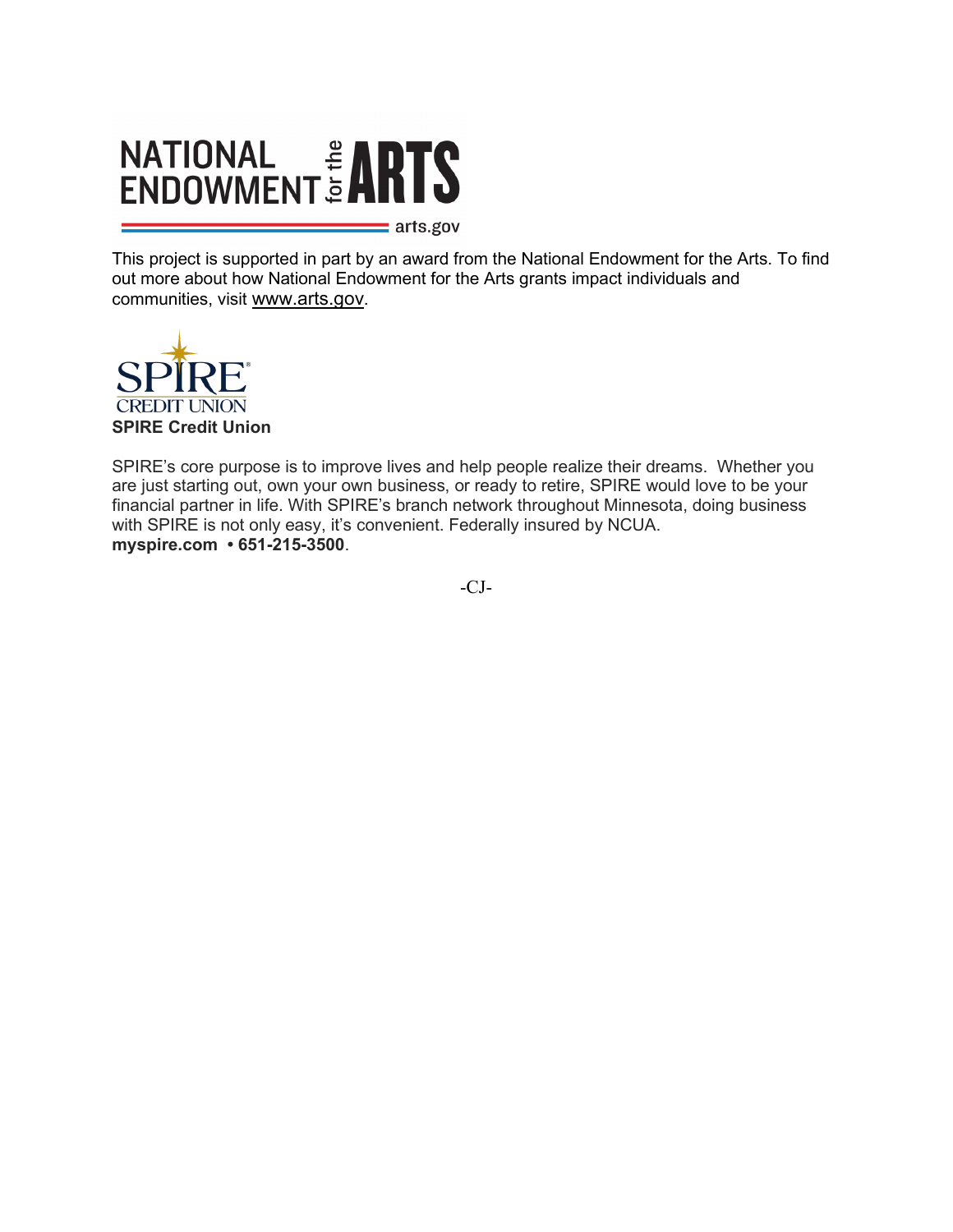This project is supported in part by an award from the National Endowment for the Arts. To find out more about how National Endowment for the Arts grants impact individuals and communities, visit www.arts.gov.

**SPIRE Credit Union**

SPIRE's core purpose is to improve lives and help people realize their dreams. Whether you are just starting out, own your own business, or ready to retire, SPIRE would love to be your financial partner in life. With SPIRE's branch network throughout Minnesota, doing business with SPIRE is not only easy, it's convenient. Federally insured by NCUA.
**myspire.com • 651-215-3500**.

-CJ-